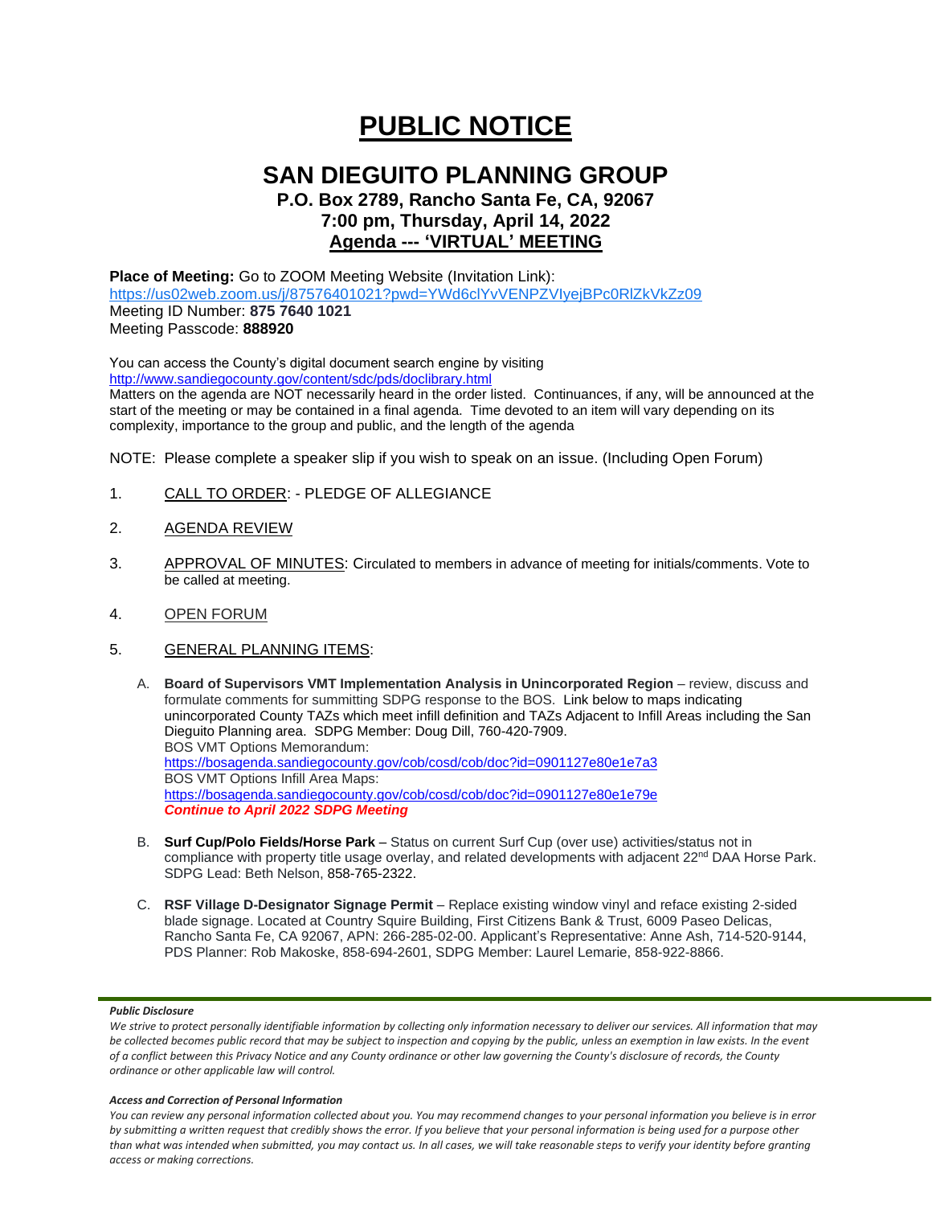# PUBLIC NOTICE

## SAN DIEGUITO PLANNING GROUP

### P.O. Box 2789, Rancho Santa Fe, CA, 92067
### 7:00 pm, Thursday, April 14, 2022
### Agenda --- 'VIRTUAL' MEETING

**Place of Meeting:** Go to ZOOM Meeting Website (Invitation Link):
https://us02web.zoom.us/j/87576401021?pwd=YWd6clYvVENPZVIyejBPc0RlZkVkZz09
Meeting ID Number: **875 7640 1021**
Meeting Passcode: **888920**

You can access the County's digital document search engine by visiting
http://www.sandiegocounty.gov/content/sdc/pds/doclibrary.html
Matters on the agenda are NOT necessarily heard in the order listed. Continuances, if any, will be announced at the start of the meeting or may be contained in a final agenda. Time devoted to an item will vary depending on its complexity, importance to the group and public, and the length of the agenda

NOTE: Please complete a speaker slip if you wish to speak on an issue. (Including Open Forum)

1. CALL TO ORDER: - PLEDGE OF ALLEGIANCE

2. AGENDA REVIEW

3. APPROVAL OF MINUTES: Circulated to members in advance of meeting for initials/comments. Vote to be called at meeting.

4. OPEN FORUM

5. GENERAL PLANNING ITEMS:

   A. **Board of Supervisors VMT Implementation Analysis in Unincorporated Region** – review, discuss and formulate comments for summitting SDPG response to the BOS. Link below to maps indicating unincorporated County TAZs which meet infill definition and TAZs Adjacent to Infill Areas including the San Dieguito Planning area. SDPG Member: Doug Dill, 760-420-7909.
   BOS VMT Options Memorandum:
   https://bosagenda.sandiegocounty.gov/cob/cosd/cob/doc?id=0901127e80e1e7a3
   BOS VMT Options Infill Area Maps:
   https://bosagenda.sandiegocounty.gov/cob/cosd/cob/doc?id=0901127e80e1e79e
   ***Continue to April 2022 SDPG Meeting***

   B. **Surf Cup/Polo Fields/Horse Park** – Status on current Surf Cup (over use) activities/status not in compliance with property title usage overlay, and related developments with adjacent 22nd DAA Horse Park. SDPG Lead: Beth Nelson, 858-765-2322.

   C. **RSF Village D-Designator Signage Permit** – Replace existing window vinyl and reface existing 2-sided blade signage. Located at Country Squire Building, First Citizens Bank & Trust, 6009 Paseo Delicas, Rancho Santa Fe, CA 92067, APN: 266-285-02-00. Applicant's Representative: Anne Ash, 714-520-9144, PDS Planner: Rob Makoske, 858-694-2601, SDPG Member: Laurel Lemarie, 858-922-8866.

***Public Disclosure***

*We strive to protect personally identifiable information by collecting only information necessary to deliver our services. All information that may be collected becomes public record that may be subject to inspection and copying by the public, unless an exemption in law exists. In the event of a conflict between this Privacy Notice and any County ordinance or other law governing the County's disclosure of records, the County ordinance or other applicable law will control.*

***Access and Correction of Personal Information***

*You can review any personal information collected about you. You may recommend changes to your personal information you believe is in error by submitting a written request that credibly shows the error. If you believe that your personal information is being used for a purpose other than what was intended when submitted, you may contact us. In all cases, we will take reasonable steps to verify your identity before granting access or making corrections.*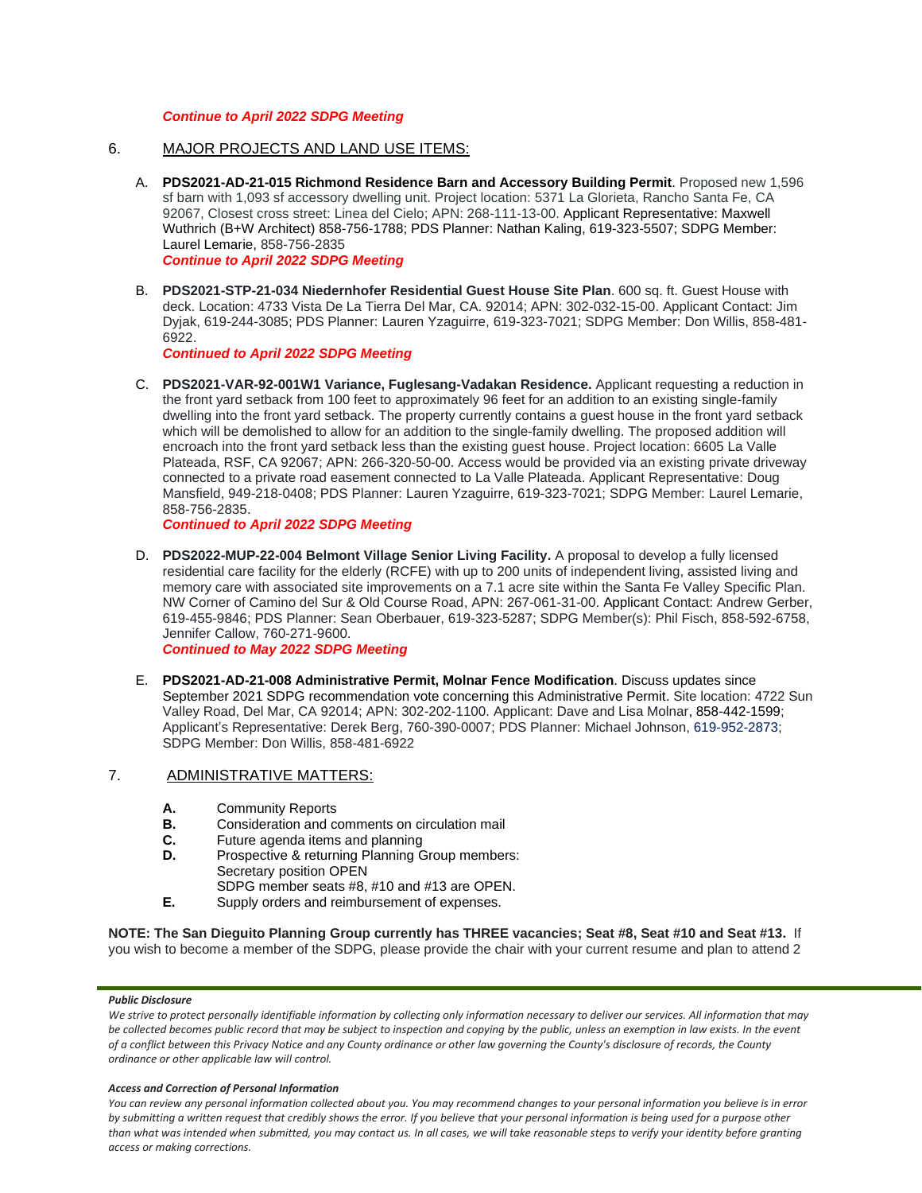***Continue to April 2022 SDPG Meeting***

6. MAJOR PROJECTS AND LAND USE ITEMS:

   A. **PDS2021-AD-21-015 Richmond Residence Barn and Accessory Building Permit**. Proposed new 1,596 sf barn with 1,093 sf accessory dwelling unit. Project location: 5371 La Glorieta, Rancho Santa Fe, CA 92067, Closest cross street: Linea del Cielo; APN: 268-111-13-00. Applicant Representative: Maxwell Wuthrich (B+W Architect) 858-756-1788; PDS Planner: Nathan Kaling, 619-323-5507; SDPG Member: Laurel Lemarie, 858-756-2835
   ***Continue to April 2022 SDPG Meeting***

   B. **PDS2021-STP-21-034 Niedernhofer Residential Guest House Site Plan**. 600 sq. ft. Guest House with deck. Location: 4733 Vista De La Tierra Del Mar, CA. 92014; APN: 302-032-15-00. Applicant Contact: Jim Dyjak, 619-244-3085; PDS Planner: Lauren Yzaguirre, 619-323-7021; SDPG Member: Don Willis, 858-481-6922.
   ***Continued to April 2022 SDPG Meeting***

   C. **PDS2021-VAR-92-001W1 Variance, Fuglesang-Vadakan Residence.** Applicant requesting a reduction in the front yard setback from 100 feet to approximately 96 feet for an addition to an existing single-family dwelling into the front yard setback. The property currently contains a guest house in the front yard setback which will be demolished to allow for an addition to the single-family dwelling. The proposed addition will encroach into the front yard setback less than the existing guest house. Project location: 6605 La Valle Plateada, RSF, CA 92067; APN: 266-320-50-00. Access would be provided via an existing private driveway connected to a private road easement connected to La Valle Plateada. Applicant Representative: Doug Mansfield, 949-218-0408; PDS Planner: Lauren Yzaguirre, 619-323-7021; SDPG Member: Laurel Lemarie, 858-756-2835.
   ***Continued to April 2022 SDPG Meeting***

   D. **PDS2022-MUP-22-004 Belmont Village Senior Living Facility.** A proposal to develop a fully licensed residential care facility for the elderly (RCFE) with up to 200 units of independent living, assisted living and memory care with associated site improvements on a 7.1 acre site within the Santa Fe Valley Specific Plan. NW Corner of Camino del Sur & Old Course Road, APN: 267-061-31-00. Applicant Contact: Andrew Gerber, 619-455-9846; PDS Planner: Sean Oberbauer, 619-323-5287; SDPG Member(s): Phil Fisch, 858-592-6758, Jennifer Callow, 760-271-9600.
   ***Continued to May 2022 SDPG Meeting***

   E. **PDS2021-AD-21-008 Administrative Permit, Molnar Fence Modification**. Discuss updates since September 2021 SDPG recommendation vote concerning this Administrative Permit. Site location: 4722 Sun Valley Road, Del Mar, CA 92014; APN: 302-202-1100. Applicant: Dave and Lisa Molnar, 858-442-1599; Applicant's Representative: Derek Berg, 760-390-0007; PDS Planner: Michael Johnson, 619-952-2873; SDPG Member: Don Willis, 858-481-6922

7. ADMINISTRATIVE MATTERS:

   **A.** Community Reports
   **B.** Consideration and comments on circulation mail
   **C.** Future agenda items and planning
   **D.** Prospective & returning Planning Group members:
   Secretary position OPEN
   SDPG member seats #8, #10 and #13 are OPEN.
   **E.** Supply orders and reimbursement of expenses.

**NOTE: The San Dieguito Planning Group currently has THREE vacancies; Seat #8, Seat #10 and Seat #13.** If you wish to become a member of the SDPG, please provide the chair with your current resume and plan to attend 2

***Public Disclosure***

*We strive to protect personally identifiable information by collecting only information necessary to deliver our services. All information that may be collected becomes public record that may be subject to inspection and copying by the public, unless an exemption in law exists. In the event of a conflict between this Privacy Notice and any County ordinance or other law governing the County's disclosure of records, the County ordinance or other applicable law will control.*

***Access and Correction of Personal Information***

*You can review any personal information collected about you. You may recommend changes to your personal information you believe is in error by submitting a written request that credibly shows the error. If you believe that your personal information is being used for a purpose other than what was intended when submitted, you may contact us. In all cases, we will take reasonable steps to verify your identity before granting access or making corrections.*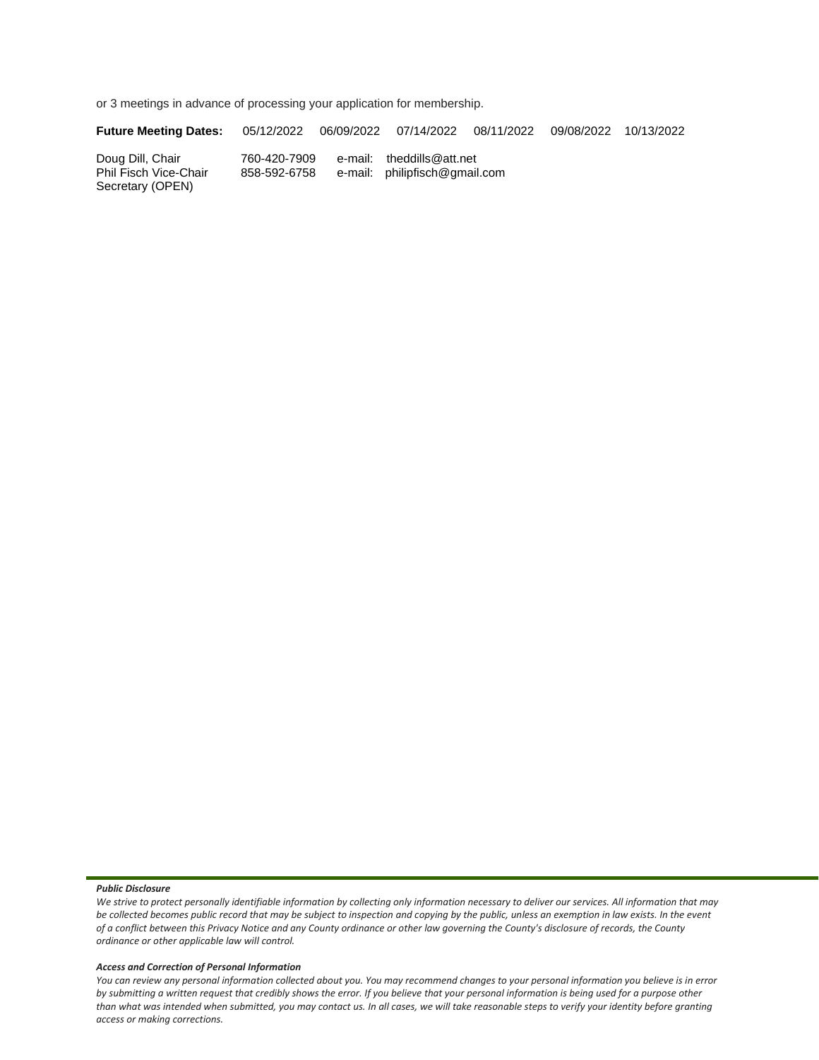or 3 meetings in advance of processing your application for membership.

**Future Meeting Dates:** 05/12/2022 06/09/2022 07/14/2022 08/11/2022 09/08/2022 10/13/2022

| | | |
|---|---|---|
| Doug Dill, Chair | 760-420-7909 | e-mail: theddills@att.net |
| Phil Fisch Vice-Chair | 858-592-6758 | e-mail: philipfisch@gmail.com |
| Secretary (OPEN) | | |

***Public Disclosure***

*We strive to protect personally identifiable information by collecting only information necessary to deliver our services. All information that may be collected becomes public record that may be subject to inspection and copying by the public, unless an exemption in law exists. In the event of a conflict between this Privacy Notice and any County ordinance or other law governing the County's disclosure of records, the County ordinance or other applicable law will control.*

***Access and Correction of Personal Information***

*You can review any personal information collected about you. You may recommend changes to your personal information you believe is in error by submitting a written request that credibly shows the error. If you believe that your personal information is being used for a purpose other than what was intended when submitted, you may contact us. In all cases, we will take reasonable steps to verify your identity before granting access or making corrections.*